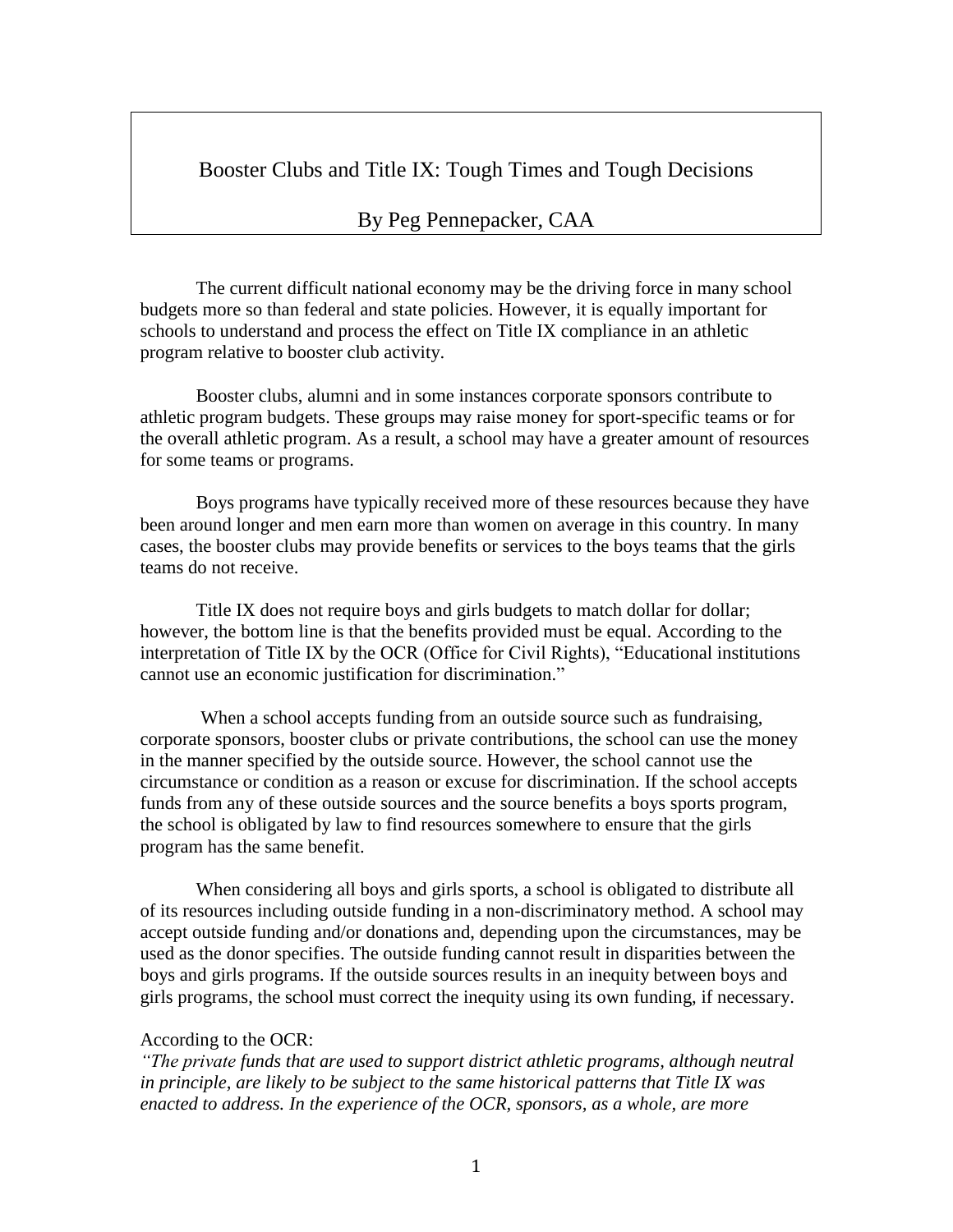# Booster Clubs and Title IX: Tough Times and Tough Decisions

By Peg Pennepacker, CAA

The current difficult national economy may be the driving force in many school budgets more so than federal and state policies. However, it is equally important for schools to understand and process the effect on Title IX compliance in an athletic program relative to booster club activity.

Booster clubs, alumni and in some instances corporate sponsors contribute to athletic program budgets. These groups may raise money for sport-specific teams or for the overall athletic program. As a result, a school may have a greater amount of resources for some teams or programs.

Boys programs have typically received more of these resources because they have been around longer and men earn more than women on average in this country. In many cases, the booster clubs may provide benefits or services to the boys teams that the girls teams do not receive.

Title IX does not require boys and girls budgets to match dollar for dollar; however, the bottom line is that the benefits provided must be equal. According to the interpretation of Title IX by the OCR (Office for Civil Rights), "Educational institutions cannot use an economic justification for discrimination."

When a school accepts funding from an outside source such as fundraising, corporate sponsors, booster clubs or private contributions, the school can use the money in the manner specified by the outside source. However, the school cannot use the circumstance or condition as a reason or excuse for discrimination. If the school accepts funds from any of these outside sources and the source benefits a boys sports program, the school is obligated by law to find resources somewhere to ensure that the girls program has the same benefit.

When considering all boys and girls sports, a school is obligated to distribute all of its resources including outside funding in a non-discriminatory method. A school may accept outside funding and/or donations and, depending upon the circumstances, may be used as the donor specifies. The outside funding cannot result in disparities between the boys and girls programs. If the outside sources results in an inequity between boys and girls programs, the school must correct the inequity using its own funding, if necessary.

According to the OCR:
*"The private funds that are used to support district athletic programs, although neutral in principle, are likely to be subject to the same historical patterns that Title IX was enacted to address. In the experience of the OCR, sponsors, as a whole, are more*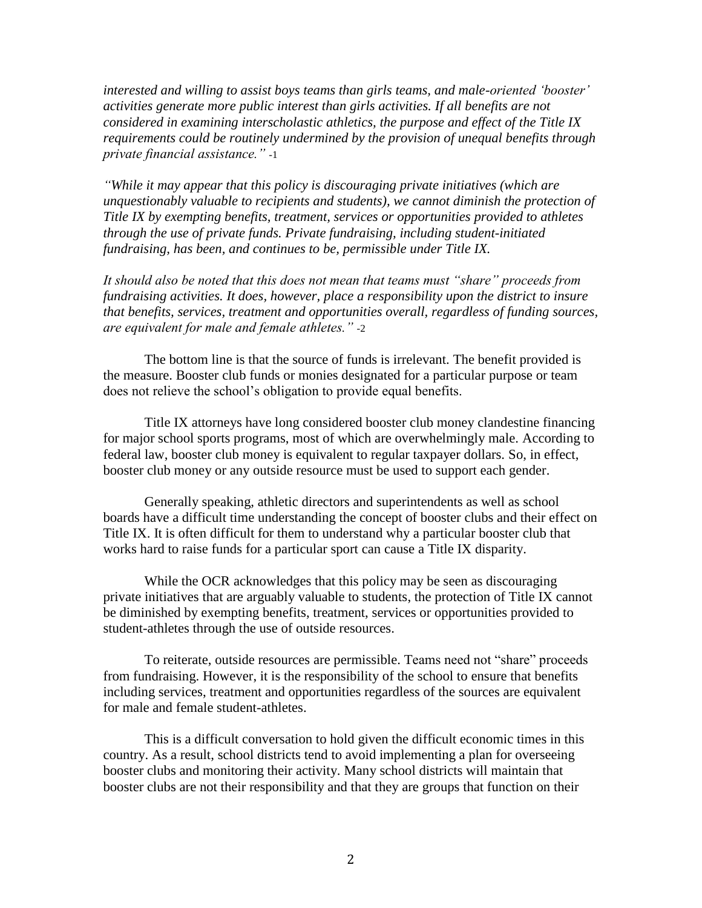*interested and willing to assist boys teams than girls teams, and male-oriented 'booster' activities generate more public interest than girls activities. If all benefits are not considered in examining interscholastic athletics, the purpose and effect of the Title IX requirements could be routinely undermined by the provision of unequal benefits through private financial assistance."* -1

*"While it may appear that this policy is discouraging private initiatives (which are unquestionably valuable to recipients and students), we cannot diminish the protection of Title IX by exempting benefits, treatment, services or opportunities provided to athletes through the use of private funds. Private fundraising, including student-initiated fundraising, has been, and continues to be, permissible under Title IX.*

*It should also be noted that this does not mean that teams must "share" proceeds from fundraising activities. It does, however, place a responsibility upon the district to insure that benefits, services, treatment and opportunities overall, regardless of funding sources, are equivalent for male and female athletes."* -2

The bottom line is that the source of funds is irrelevant. The benefit provided is the measure. Booster club funds or monies designated for a particular purpose or team does not relieve the school's obligation to provide equal benefits.

Title IX attorneys have long considered booster club money clandestine financing for major school sports programs, most of which are overwhelmingly male. According to federal law, booster club money is equivalent to regular taxpayer dollars. So, in effect, booster club money or any outside resource must be used to support each gender.

Generally speaking, athletic directors and superintendents as well as school boards have a difficult time understanding the concept of booster clubs and their effect on Title IX. It is often difficult for them to understand why a particular booster club that works hard to raise funds for a particular sport can cause a Title IX disparity.

While the OCR acknowledges that this policy may be seen as discouraging private initiatives that are arguably valuable to students, the protection of Title IX cannot be diminished by exempting benefits, treatment, services or opportunities provided to student-athletes through the use of outside resources.

To reiterate, outside resources are permissible. Teams need not "share" proceeds from fundraising. However, it is the responsibility of the school to ensure that benefits including services, treatment and opportunities regardless of the sources are equivalent for male and female student-athletes.

This is a difficult conversation to hold given the difficult economic times in this country. As a result, school districts tend to avoid implementing a plan for overseeing booster clubs and monitoring their activity. Many school districts will maintain that booster clubs are not their responsibility and that they are groups that function on their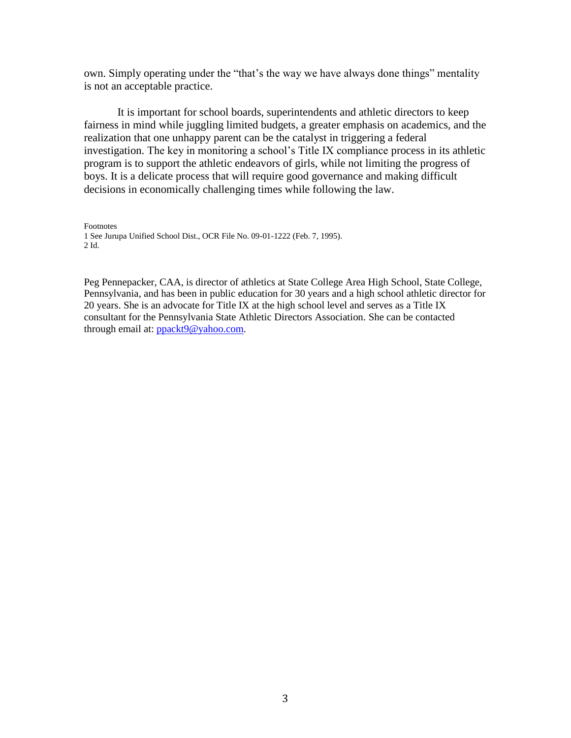own. Simply operating under the "that's the way we have always done things" mentality is not an acceptable practice.

It is important for school boards, superintendents and athletic directors to keep fairness in mind while juggling limited budgets, a greater emphasis on academics, and the realization that one unhappy parent can be the catalyst in triggering a federal investigation. The key in monitoring a school's Title IX compliance process in its athletic program is to support the athletic endeavors of girls, while not limiting the progress of boys. It is a delicate process that will require good governance and making difficult decisions in economically challenging times while following the law.

Footnotes

1 See Jurupa Unified School Dist., OCR File No. 09-01-1222 (Feb. 7, 1995).

2 Id.

Peg Pennepacker, CAA, is director of athletics at State College Area High School, State College, Pennsylvania, and has been in public education for 30 years and a high school athletic director for 20 years. She is an advocate for Title IX at the high school level and serves as a Title IX consultant for the Pennsylvania State Athletic Directors Association. She can be contacted through email at: ppackt9@yahoo.com.